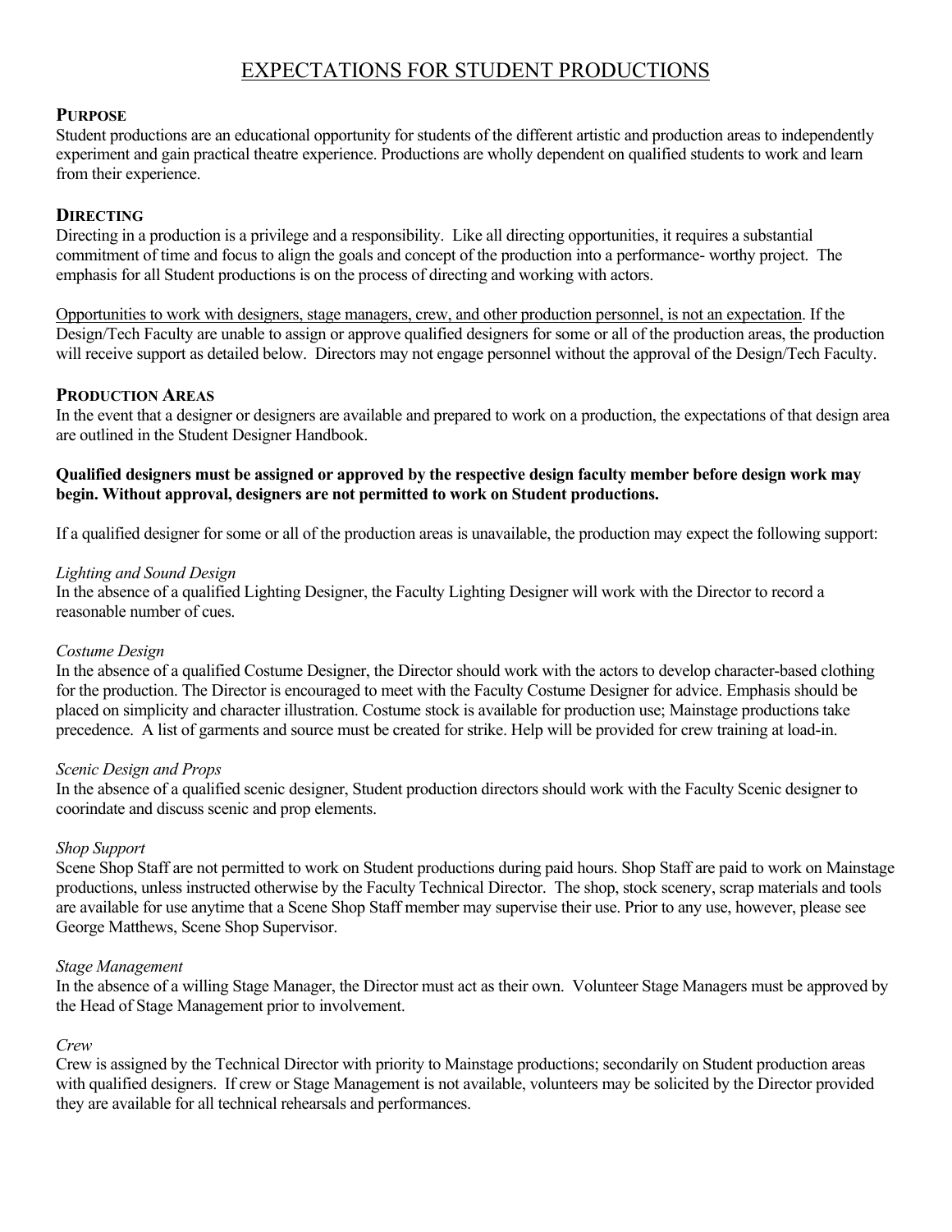# EXPECTATIONS FOR STUDENT PRODUCTIONS

## Purpose

Student productions are an educational opportunity for students of the different artistic and production areas to independently experiment and gain practical theatre experience. Productions are wholly dependent on qualified students to work and learn from their experience.

## Directing

Directing in a production is a privilege and a responsibility. Like all directing opportunities, it requires a substantial commitment of time and focus to align the goals and concept of the production into a performance- worthy project. The emphasis for all Student productions is on the process of directing and working with actors.

Opportunities to work with designers, stage managers, crew, and other production personnel, is not an expectation. If the Design/Tech Faculty are unable to assign or approve qualified designers for some or all of the production areas, the production will receive support as detailed below. Directors may not engage personnel without the approval of the Design/Tech Faculty.

## Production Areas

In the event that a designer or designers are available and prepared to work on a production, the expectations of that design area are outlined in the Student Designer Handbook.

**Qualified designers must be assigned or approved by the respective design faculty member before design work may begin. Without approval, designers are not permitted to work on Student productions.**

If a qualified designer for some or all of the production areas is unavailable, the production may expect the following support:

*Lighting and Sound Design*

In the absence of a qualified Lighting Designer, the Faculty Lighting Designer will work with the Director to record a reasonable number of cues.

*Costume Design*

In the absence of a qualified Costume Designer, the Director should work with the actors to develop character-based clothing for the production. The Director is encouraged to meet with the Faculty Costume Designer for advice. Emphasis should be placed on simplicity and character illustration. Costume stock is available for production use; Mainstage productions take precedence. A list of garments and source must be created for strike. Help will be provided for crew training at load-in.

*Scenic Design and Props*

In the absence of a qualified scenic designer, Student production directors should work with the Faculty Scenic designer to coorindate and discuss scenic and prop elements.

*Shop Support*

Scene Shop Staff are not permitted to work on Student productions during paid hours. Shop Staff are paid to work on Mainstage productions, unless instructed otherwise by the Faculty Technical Director. The shop, stock scenery, scrap materials and tools are available for use anytime that a Scene Shop Staff member may supervise their use. Prior to any use, however, please see George Matthews, Scene Shop Supervisor.

*Stage Management*

In the absence of a willing Stage Manager, the Director must act as their own. Volunteer Stage Managers must be approved by the Head of Stage Management prior to involvement.

*Crew*

Crew is assigned by the Technical Director with priority to Mainstage productions; secondarily on Student production areas with qualified designers. If crew or Stage Management is not available, volunteers may be solicited by the Director provided they are available for all technical rehearsals and performances.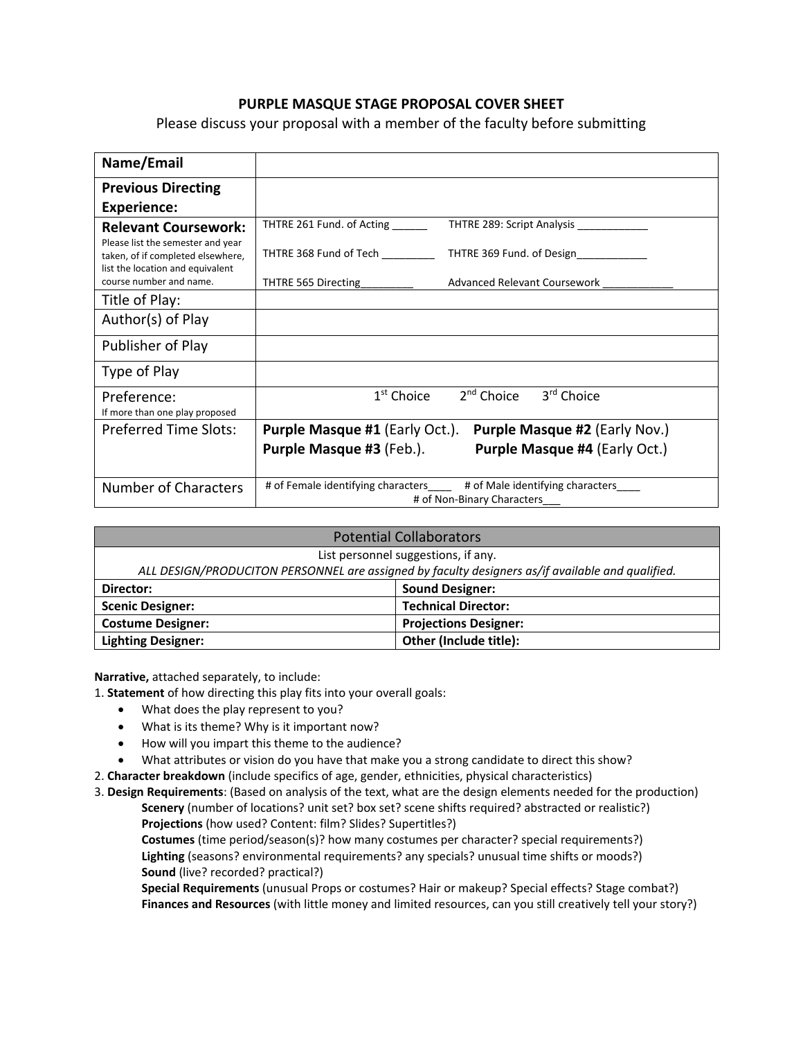# PURPLE MASQUE STAGE PROPOSAL COVER SHEET

Please discuss your proposal with a member of the faculty before submitting

| | |
|---|---|
| **Name/Email** | |
| **Previous Directing Experience:** | |
| **Relevant Coursework:** Please list the semester and year taken, of if completed elsewhere, list the location and equivalent course number and name. | THTRE 261 Fund. of Acting ______ THTRE 289: Script Analysis ____________ THTRE 368 Fund of Tech _________ THTRE 369 Fund. of Design____________ THTRE 565 Directing_________ Advanced Relevant Coursework ____________ |
| Title of Play: | |
| Author(s) of Play | |
| Publisher of Play | |
| Type of Play | |
| Preference: If more than one play proposed | 1st Choice 2nd Choice 3rd Choice |
| Preferred Time Slots: | **Purple Masque #1** (Early Oct.). **Purple Masque #2** (Early Nov.) **Purple Masque #3** (Feb.). **Purple Masque #4** (Early Oct.) |
| Number of Characters | # of Female identifying characters____ # of Male identifying characters____ # of Non-Binary Characters___ |

| Potential Collaborators | |
|---|---|
| List personnel suggestions, if any. *ALL DESIGN/PRODUCITON PERSONNEL are assigned by faculty designers as/if available and qualified.* | |
| **Director:** | **Sound Designer:** |
| **Scenic Designer:** | **Technical Director:** |
| **Costume Designer:** | **Projections Designer:** |
| **Lighting Designer:** | **Other (Include title):** |

**Narrative,** attached separately, to include:

1. **Statement** of how directing this play fits into your overall goals:
   - What does the play represent to you?
   - What is its theme? Why is it important now?
   - How will you impart this theme to the audience?
   - What attributes or vision do you have that make you a strong candidate to direct this show?
2. **Character breakdown** (include specifics of age, gender, ethnicities, physical characteristics)
3. **Design Requirements**: (Based on analysis of the text, what are the design elements needed for the production)

   **Scenery** (number of locations? unit set? box set? scene shifts required? abstracted or realistic?)

   **Projections** (how used? Content: film? Slides? Supertitles?)

   **Costumes** (time period/season(s)? how many costumes per character? special requirements?)

   **Lighting** (seasons? environmental requirements? any specials? unusual time shifts or moods?)

   **Sound** (live? recorded? practical?)

   **Special Requirements** (unusual Props or costumes? Hair or makeup? Special effects? Stage combat?)

   **Finances and Resources** (with little money and limited resources, can you still creatively tell your story?)